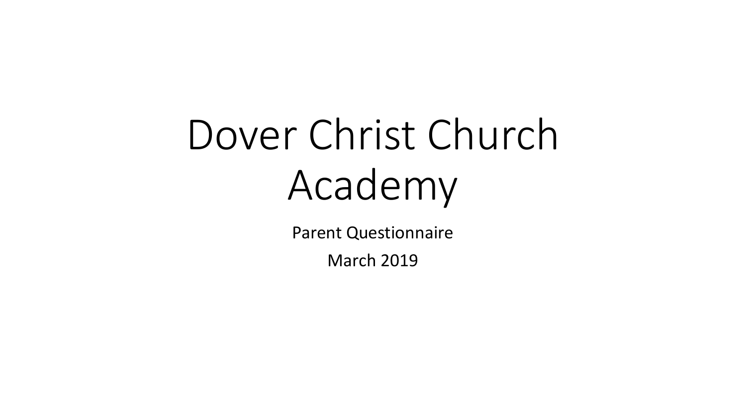# Dover Christ Church Academy

Parent Questionnaire

March 2019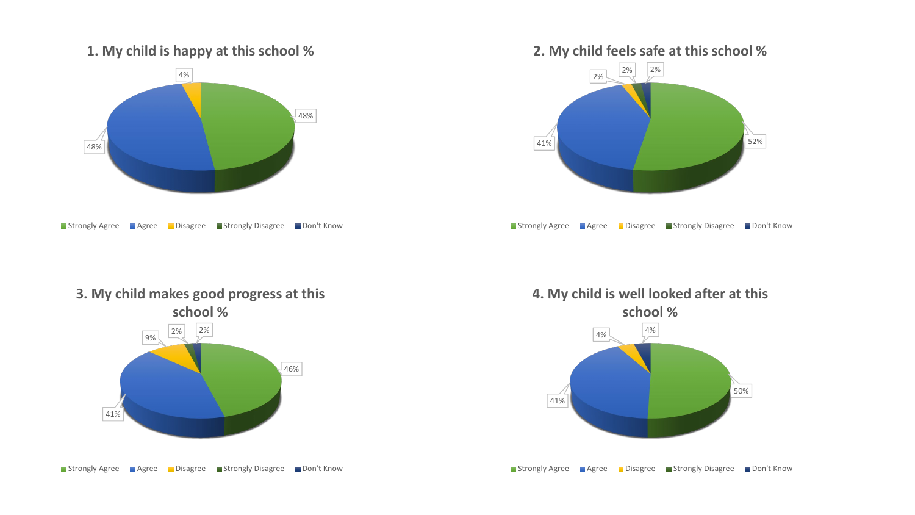## 1. My child is happy at this school %

| Response | % |
| --- | --- |
| Strongly Agree | 48% |
| Agree | 48% |
| Disagree | 4% |
| Strongly Disagree | |
| Don't Know | |

## 2. My child feels safe at this school %

| Response | % |
| --- | --- |
| Strongly Agree | 52% |
| Agree | 41% |
| Disagree | 2% |
| Strongly Disagree | 2% |
| Don't Know | 2% |

## 3. My child makes good progress at this school %

| Response | % |
| --- | --- |
| Strongly Agree | 46% |
| Agree | 41% |
| Disagree | 9% |
| Strongly Disagree | 2% |
| Don't Know | 2% |

## 4. My child is well looked after at this school %

| Response | % |
| --- | --- |
| Strongly Agree | 50% |
| Agree | 41% |
| Disagree | 4% |
| Strongly Disagree | |
| Don't Know | 4% |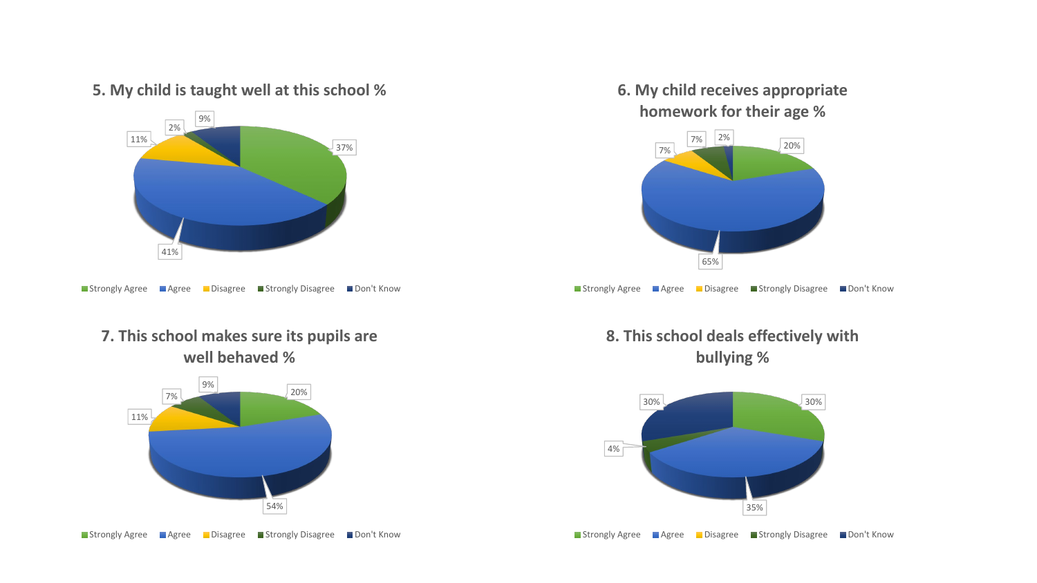## 5. My child is taught well at this school %

| Response | % |
|---|---|
| Strongly Agree | 37% |
| Agree | 41% |
| Disagree | 11% |
| Strongly Disagree | 2% |
| Don't Know | 9% |

## 6. My child receives appropriate homework for their age %

| Response | % |
|---|---|
| Strongly Agree | 20% |
| Agree | 65% |
| Disagree | 7% |
| Strongly Disagree | 7% |
| Don't Know | 2% |

## 7. This school makes sure its pupils are well behaved %

| Response | % |
|---|---|
| Strongly Agree | 20% |
| Agree | 54% |
| Disagree | 11% |
| Strongly Disagree | 7% |
| Don't Know | 9% |

## 8. This school deals effectively with bullying %

| Response | % |
|---|---|
| Strongly Agree | 30% |
| Agree | 35% |
| Disagree | |
| Strongly Disagree | 4% |
| Don't Know | 30% |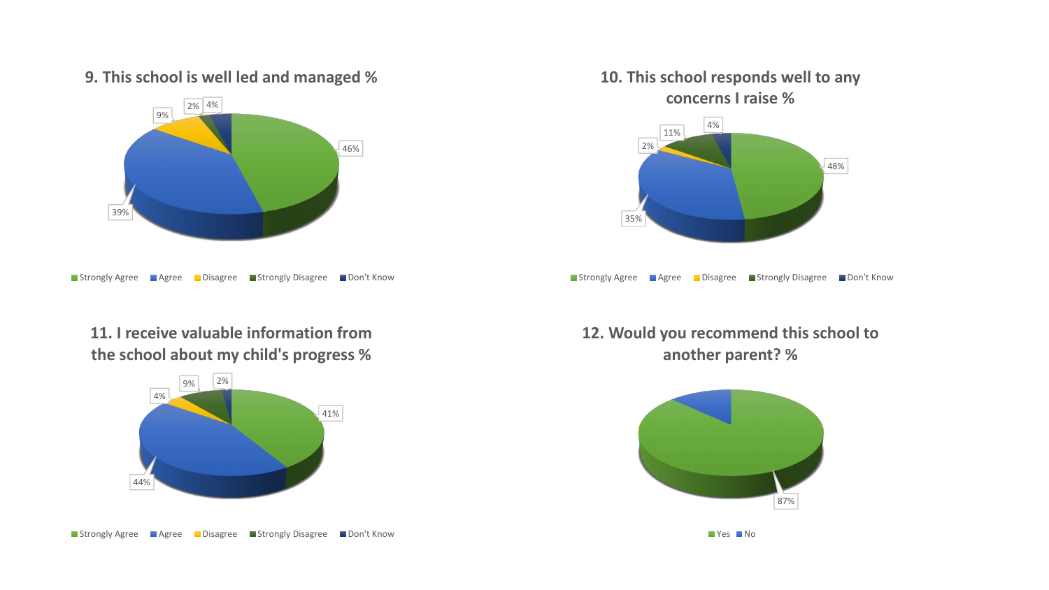## 9. This school is well led and managed %

46%
39%
9%
2%
4%

Strongly Agree  Agree  Disagree  Strongly Disagree  Don't Know

## 10. This school responds well to any concerns I raise %

48%
35%
2%
11%
4%

Strongly Agree  Agree  Disagree  Strongly Disagree  Don't Know

## 11. I receive valuable information from the school about my child's progress %

41%
44%
4%
9%
2%

Strongly Agree  Agree  Disagree  Strongly Disagree  Don't Know

## 12. Would you recommend this school to another parent? %

87%

Yes  No